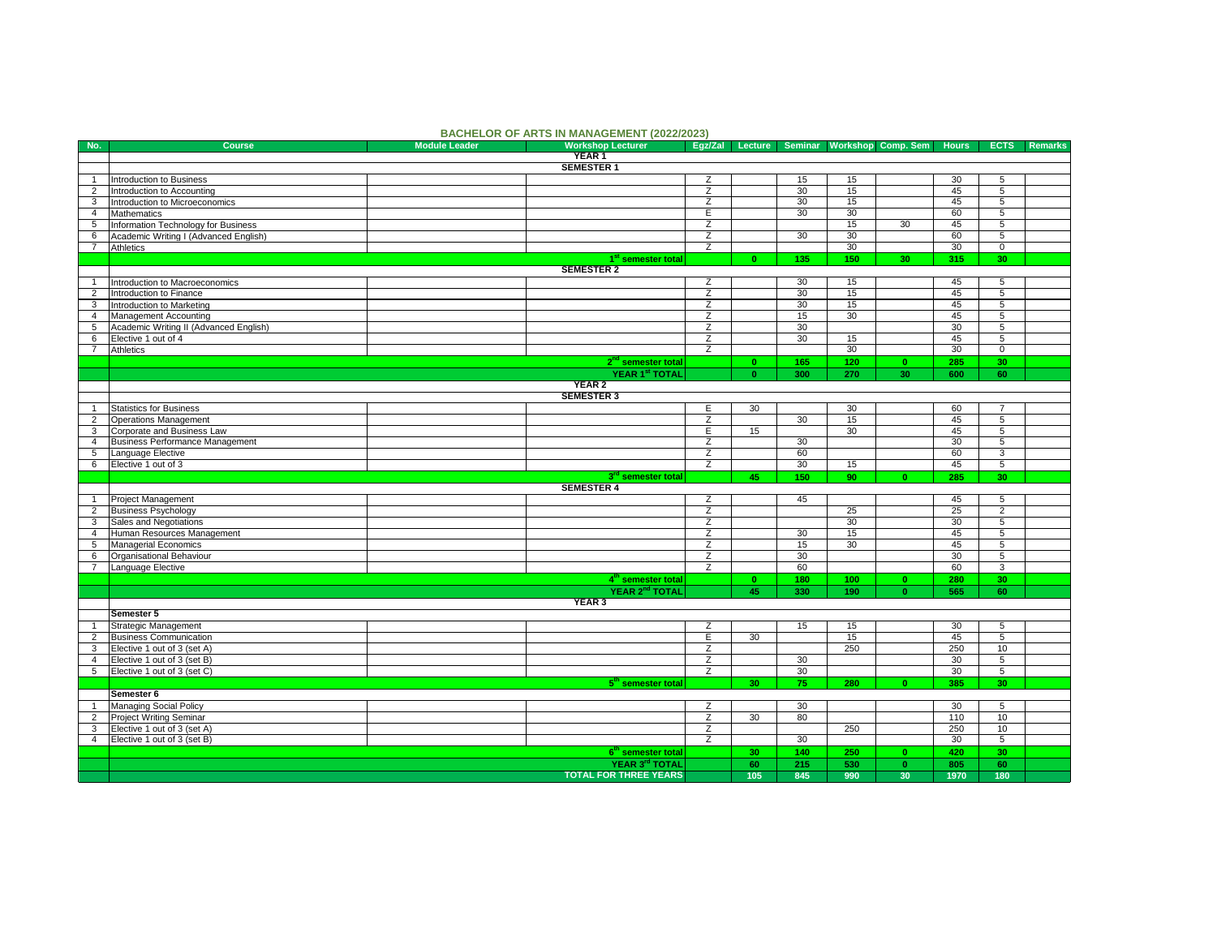## BACHELOR OF ARTS IN MANAGEMENT (2022/2023)

| No. | Course | Module Leader | Workshop Lecturer | Egz/Zal | Lecture | Seminar | Workshop | Comp. Sem | Hours | ECTS | Remarks |
|---|---|---|---|---|---|---|---|---|---|---|---|
| | | | **YEAR 1** | | | | | | | | |
| | | | **SEMESTER 1** | | | | | | | | |
| 1 | Introduction to Business | | | Z | | 15 | 15 | | 30 | 5 | |
| 2 | Introduction to Accounting | | | Z | | 30 | 15 | | 45 | 5 | |
| 3 | Introduction to Microeconomics | | | Z | | 30 | 15 | | 45 | 5 | |
| 4 | Mathematics | | | E | | 30 | 30 | | 60 | 5 | |
| 5 | Information Technology for Business | | | Z | | | 15 | 30 | 45 | 5 | |
| 6 | Academic Writing I (Advanced English) | | | Z | | 30 | 30 | | 60 | 5 | |
| 7 | Athletics | | | Z | | | 30 | | 30 | 0 | |
| | | | **1st semester total** | | **0** | **135** | **150** | **30** | **315** | **30** | |
| | | | **SEMESTER 2** | | | | | | | | |
| 1 | Introduction to Macroeconomics | | | Z | | 30 | 15 | | 45 | 5 | |
| 2 | Introduction to Finance | | | Z | | 30 | 15 | | 45 | 5 | |
| 3 | Introduction to Marketing | | | Z | | 30 | 15 | | 45 | 5 | |
| 4 | Management Accounting | | | Z | | 15 | 30 | | 45 | 5 | |
| 5 | Academic Writing II (Advanced English) | | | Z | | 30 | | | 30 | 5 | |
| 6 | Elective 1 out of 4 | | | Z | | 30 | 15 | | 45 | 5 | |
| 7 | Athletics | | | Z | | | 30 | | 30 | 0 | |
| | | | **2nd semester total** | | **0** | **165** | **120** | **0** | **285** | **30** | |
| | | | **YEAR 1st TOTAL** | | **0** | **300** | **270** | **30** | **600** | **60** | |
| | | | **YEAR 2** | | | | | | | | |
| | | | **SEMESTER 3** | | | | | | | | |
| 1 | Statistics for Business | | | E | 30 | | 30 | | 60 | 7 | |
| 2 | Operations Management | | | Z | | 30 | 15 | | 45 | 5 | |
| 3 | Corporate and Business Law | | | E | 15 | | 30 | | 45 | 5 | |
| 4 | Business Performance Management | | | Z | | 30 | | | 30 | 5 | |
| 5 | Language Elective | | | Z | | 60 | | | 60 | 3 | |
| 6 | Elective 1 out of 3 | | | Z | | 30 | 15 | | 45 | 5 | |
| | | | **3rd semester total** | | **45** | **150** | **90** | **0** | **285** | **30** | |
| | | | **SEMESTER 4** | | | | | | | | |
| 1 | Project Management | | | Z | | 45 | | | 45 | 5 | |
| 2 | Business Psychology | | | Z | | | 25 | | 25 | 2 | |
| 3 | Sales and Negotiations | | | Z | | | 30 | | 30 | 5 | |
| 4 | Human Resources Management | | | Z | | 30 | 15 | | 45 | 5 | |
| 5 | Managerial Economics | | | Z | | 15 | 30 | | 45 | 5 | |
| 6 | Organisational Behaviour | | | Z | | 30 | | | 30 | 5 | |
| 7 | Language Elective | | | Z | | 60 | | | 60 | 3 | |
| | | | **4th semester total** | | **0** | **180** | **100** | **0** | **280** | **30** | |
| | | | **YEAR 2nd TOTAL** | | **45** | **330** | **190** | **0** | **565** | **60** | |
| | | | **YEAR 3** | | | | | | | | |
| | **Semester 5** | | | | | | | | | | |
| 1 | Strategic Management | | | Z | | 15 | 15 | | 30 | 5 | |
| 2 | Business Communication | | | E | 30 | | 15 | | 45 | 5 | |
| 3 | Elective 1 out of 3 (set A) | | | Z | | | 250 | | 250 | 10 | |
| 4 | Elective 1 out of 3 (set B) | | | Z | | 30 | | | 30 | 5 | |
| 5 | Elective 1 out of 3 (set C) | | | Z | | 30 | | | 30 | 5 | |
| | | | **5th semester total** | | **30** | **75** | **280** | **0** | **385** | **30** | |
| | **Semester 6** | | | | | | | | | | |
| 1 | Managing Social Policy | | | Z | | 30 | | | 30 | 5 | |
| 2 | Project Writing Seminar | | | Z | 30 | 80 | | | 110 | 10 | |
| 3 | Elective 1 out of 3 (set A) | | | Z | | | 250 | | 250 | 10 | |
| 4 | Elective 1 out of 3 (set B) | | | Z | | 30 | | | 30 | 5 | |
| | | | **6th semester total** | | **30** | **140** | **250** | **0** | **420** | **30** | |
| | | | **YEAR 3rd TOTAL** | | **60** | **215** | **530** | **0** | **805** | **60** | |
| | | | **TOTAL FOR THREE YEARS** | | **105** | **845** | **990** | **30** | **1970** | **180** | |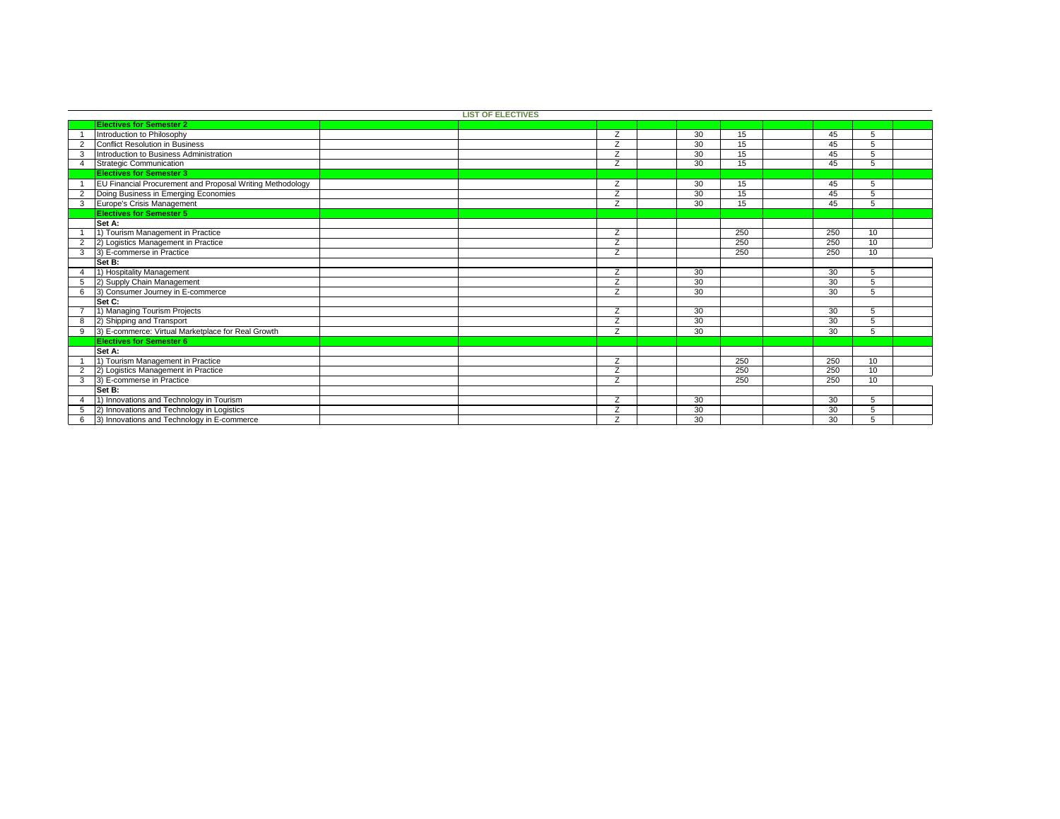## LIST OF ELECTIVES

| | | | | | | | | | | | |
|---|---|---|---|---|---|---|---|---|---|---|---|
| | **Electives for Semester 2** | | | | | | | | | | |
| 1 | Introduction to Philosophy | | | Z | | 30 | 15 | | 45 | 5 | |
| 2 | Conflict Resolution in Business | | | Z | | 30 | 15 | | 45 | 5 | |
| 3 | Introduction to Business Administration | | | Z | | 30 | 15 | | 45 | 5 | |
| 4 | Strategic Communication | | | Z | | 30 | 15 | | 45 | 5 | |
| | **Electives for Semester 3** | | | | | | | | | | |
| 1 | EU Financial Procurement and Proposal Writing Methodology | | | Z | | 30 | 15 | | 45 | 5 | |
| 2 | Doing Business in Emerging Economies | | | Z | | 30 | 15 | | 45 | 5 | |
| 3 | Europe's Crisis Management | | | Z | | 30 | 15 | | 45 | 5 | |
| | **Electives for Semester 5** | | | | | | | | | | |
| | **Set A:** | | | | | | | | | | |
| 1 | 1) Tourism Management in Practice | | | Z | | | 250 | | 250 | 10 | |
| 2 | 2) Logistics Management in Practice | | | Z | | | 250 | | 250 | 10 | |
| 3 | 3) E-commerse in Practice | | | Z | | | 250 | | 250 | 10 | |
| | **Set B:** | | | | | | | | | | |
| 4 | 1) Hospitality Management | | | Z | | 30 | | | 30 | 5 | |
| 5 | 2) Supply Chain Management | | | Z | | 30 | | | 30 | 5 | |
| 6 | 3) Consumer Journey in E-commerce | | | Z | | 30 | | | 30 | 5 | |
| | **Set C:** | | | | | | | | | | |
| 7 | 1) Managing Tourism Projects | | | Z | | 30 | | | 30 | 5 | |
| 8 | 2) Shipping and Transport | | | Z | | 30 | | | 30 | 5 | |
| 9 | 3) E-commerce: Virtual Marketplace for Real Growth | | | Z | | 30 | | | 30 | 5 | |
| | **Electives for Semester 6** | | | | | | | | | | |
| | **Set A:** | | | | | | | | | | |
| 1 | 1) Tourism Management in Practice | | | Z | | | 250 | | 250 | 10 | |
| 2 | 2) Logistics Management in Practice | | | Z | | | 250 | | 250 | 10 | |
| 3 | 3) E-commerse in Practice | | | Z | | | 250 | | 250 | 10 | |
| | **Set B:** | | | | | | | | | | |
| 4 | 1) Innovations and Technology in Tourism | | | Z | | 30 | | | 30 | 5 | |
| 5 | 2) Innovations and Technology in Logistics | | | Z | | 30 | | | 30 | 5 | |
| 6 | 3) Innovations and Technology in E-commerce | | | Z | | 30 | | | 30 | 5 | |